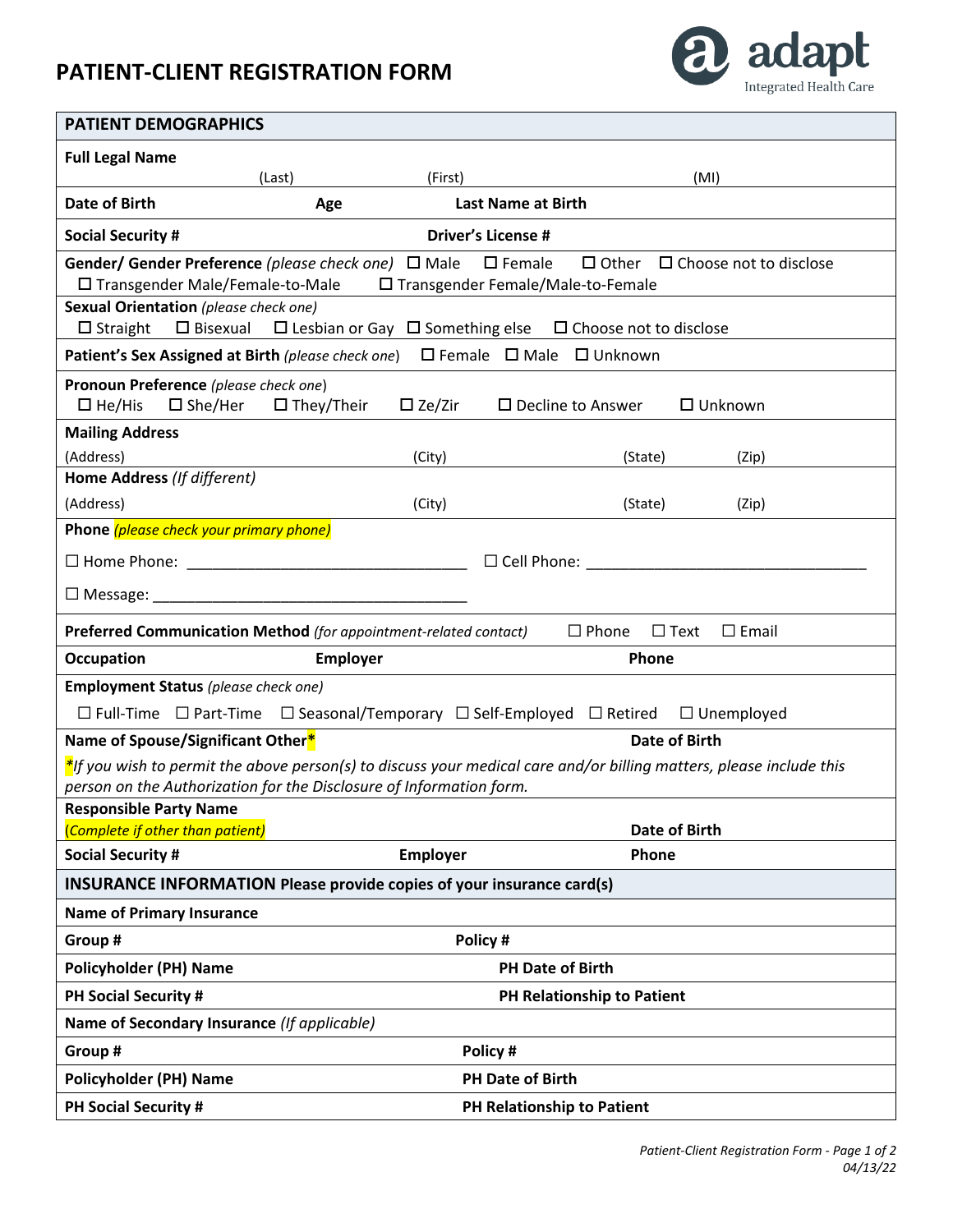# PATIENT-CLIENT REGISTRATION FORM

adapt
Integrated Health Care

## PATIENT DEMOGRAPHICS

**Full Legal Name**
(Last) (First) (MI)

**Date of Birth** **Age** **Last Name at Birth**

**Social Security #** **Driver's License #**

**Gender/ Gender Preference** *(please check one)* ☐ Male ☐ Female ☐ Other ☐ Choose not to disclose
☐ Transgender Male/Female-to-Male ☐ Transgender Female/Male-to-Female

**Sexual Orientation** *(please check one)*
☐ Straight ☐ Bisexual ☐ Lesbian or Gay ☐ Something else ☐ Choose not to disclose

**Patient's Sex Assigned at Birth** *(please check one)* ☐ Female ☐ Male ☐ Unknown

**Pronoun Preference** *(please check one)*
☐ He/His ☐ She/Her ☐ They/Their ☐ Ze/Zir ☐ Decline to Answer ☐ Unknown

**Mailing Address**
(Address) (City) (State) (Zip)

**Home Address** *(If different)*
(Address) (City) (State) (Zip)

**Phone** *(please check your primary phone)*

☐ Home Phone: _________________________________ ☐ Cell Phone: _________________________________

☐ Message: _____________________________________

**Preferred Communication Method** *(for appointment-related contact)* ☐ Phone ☐ Text ☐ Email

**Occupation** **Employer** **Phone**

**Employment Status** *(please check one)*
☐ Full-Time ☐ Part-Time ☐ Seasonal/Temporary ☐ Self-Employed ☐ Retired ☐ Unemployed

**Name of Spouse/Significant Other*** **Date of Birth**

**If you wish to permit the above person(s) to discuss your medical care and/or billing matters, please include this person on the Authorization for the Disclosure of Information form.*

**Responsible Party Name**
*(Complete if other than patient)* **Date of Birth**

**Social Security #** **Employer** **Phone**

## INSURANCE INFORMATION Please provide copies of your insurance card(s)

**Name of Primary Insurance**

**Group #** **Policy #**

**Policyholder (PH) Name** **PH Date of Birth**

**PH Social Security #** **PH Relationship to Patient**

**Name of Secondary Insurance** *(If applicable)*

**Group #** **Policy #**

**Policyholder (PH) Name** **PH Date of Birth**

**PH Social Security #** **PH Relationship to Patient**

*Patient-Client Registration Form - Page 1 of 2*
*04/13/22*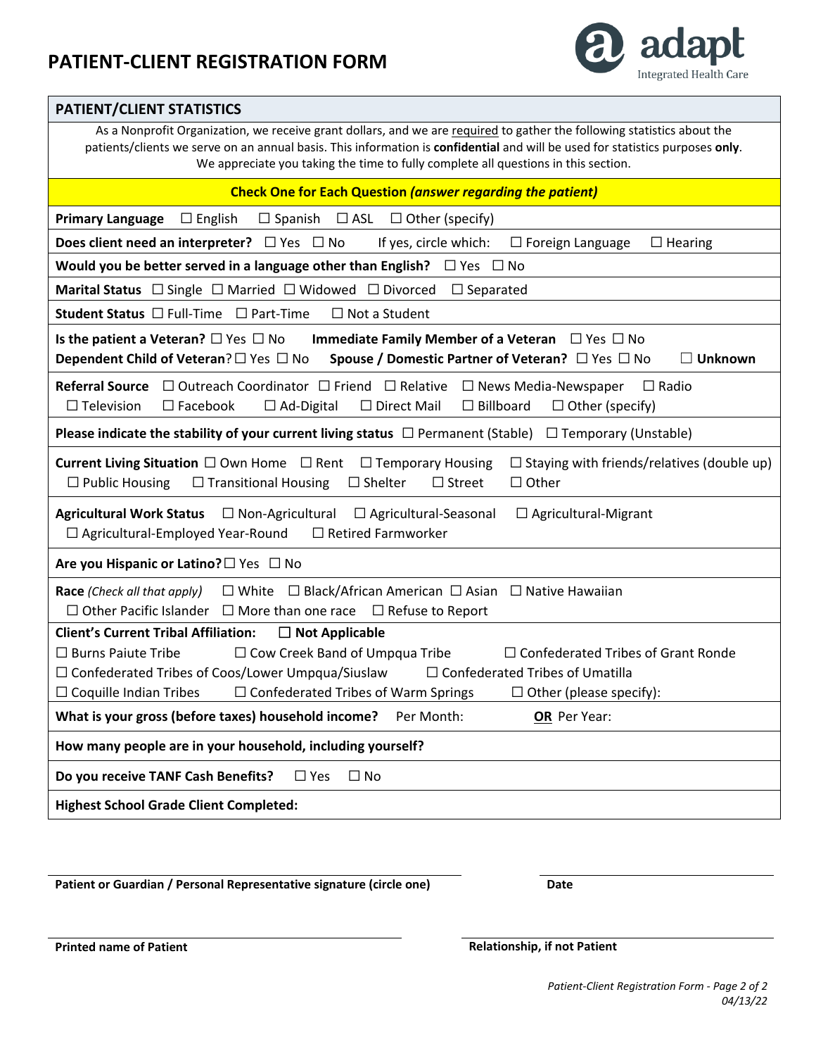# PATIENT-CLIENT REGISTRATION FORM

adapt
Integrated Health Care

## PATIENT/CLIENT STATISTICS

As a Nonprofit Organization, we receive grant dollars, and we are required to gather the following statistics about the patients/clients we serve on an annual basis. This information is **confidential** and will be used for statistics purposes **only**. We appreciate you taking the time to fully complete all questions in this section.

**Check One for Each Question *(answer regarding the patient)***

**Primary Language** ☐ English ☐ Spanish ☐ ASL ☐ Other (specify)

**Does client need an interpreter?** ☐ Yes ☐ No If yes, circle which: ☐ Foreign Language ☐ Hearing

**Would you be better served in a language other than English?** ☐ Yes ☐ No

**Marital Status** ☐ Single ☐ Married ☐ Widowed ☐ Divorced ☐ Separated

**Student Status** ☐ Full-Time ☐ Part-Time ☐ Not a Student

**Is the patient a Veteran?** ☐ Yes ☐ No **Immediate Family Member of a Veteran** ☐ Yes ☐ No
**Dependent Child of Veteran**? ☐ Yes ☐ No **Spouse / Domestic Partner of Veteran?** ☐ Yes ☐ No ☐ **Unknown**

**Referral Source** ☐ Outreach Coordinator ☐ Friend ☐ Relative ☐ News Media-Newspaper ☐ Radio ☐ Television ☐ Facebook ☐ Ad-Digital ☐ Direct Mail ☐ Billboard ☐ Other (specify)

**Please indicate the stability of your current living status** ☐ Permanent (Stable) ☐ Temporary (Unstable)

**Current Living Situation** ☐ Own Home ☐ Rent ☐ Temporary Housing ☐ Staying with friends/relatives (double up) ☐ Public Housing ☐ Transitional Housing ☐ Shelter ☐ Street ☐ Other

**Agricultural Work Status** ☐ Non-Agricultural ☐ Agricultural-Seasonal ☐ Agricultural-Migrant ☐ Agricultural-Employed Year-Round ☐ Retired Farmworker

**Are you Hispanic or Latino?** ☐ Yes ☐ No

**Race** *(Check all that apply)* ☐ White ☐ Black/African American ☐ Asian ☐ Native Hawaiian ☐ Other Pacific Islander ☐ More than one race ☐ Refuse to Report

**Client's Current Tribal Affiliation:** ☐ **Not Applicable**
☐ Burns Paiute Tribe ☐ Cow Creek Band of Umpqua Tribe ☐ Confederated Tribes of Grant Ronde
☐ Confederated Tribes of Coos/Lower Umpqua/Siuslaw ☐ Confederated Tribes of Umatilla
☐ Coquille Indian Tribes ☐ Confederated Tribes of Warm Springs ☐ Other (please specify):

**What is your gross (before taxes) household income?** Per Month: **OR** Per Year:

**How many people are in your household, including yourself?**

**Do you receive TANF Cash Benefits?** ☐ Yes ☐ No

**Highest School Grade Client Completed:**

______________________________ ______________
**Patient or Guardian / Personal Representative signature (circle one)** **Date**

______________________________ ______________
**Printed name of Patient** **Relationship, if not Patient**

*04/13/22*